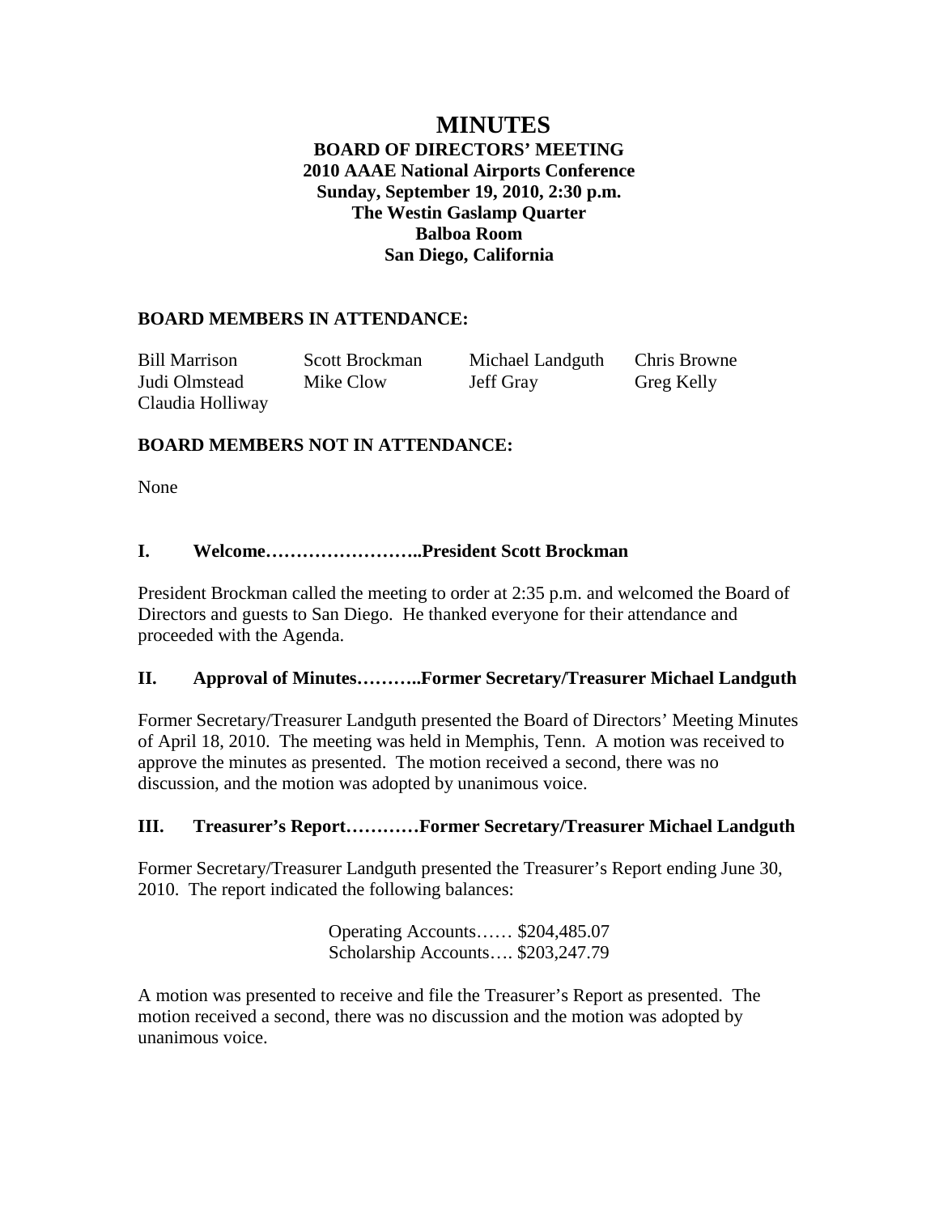# MINUTES

**BOARD OF DIRECTORS' MEETING**
**2010 AAAE National Airports Conference**
**Sunday, September 19, 2010, 2:30 p.m.**
**The Westin Gaslamp Quarter**
**Balboa Room**
**San Diego, California**

## BOARD MEMBERS IN ATTENDANCE:

| | | | |
|---|---|---|---|
| Bill Marrison | Scott Brockman | Michael Landguth | Chris Browne |
| Judi Olmstead | Mike Clow | Jeff Gray | Greg Kelly |
| Claudia Holliway | | | |

## BOARD MEMBERS NOT IN ATTENDANCE:

None

## I. Welcome……………………..President Scott Brockman

President Brockman called the meeting to order at 2:35 p.m. and welcomed the Board of Directors and guests to San Diego. He thanked everyone for their attendance and proceeded with the Agenda.

## II. Approval of Minutes………..Former Secretary/Treasurer Michael Landguth

Former Secretary/Treasurer Landguth presented the Board of Directors' Meeting Minutes of April 18, 2010. The meeting was held in Memphis, Tenn. A motion was received to approve the minutes as presented. The motion received a second, there was no discussion, and the motion was adopted by unanimous voice.

## III. Treasurer's Report…………Former Secretary/Treasurer Michael Landguth

Former Secretary/Treasurer Landguth presented the Treasurer's Report ending June 30, 2010. The report indicated the following balances:

Operating Accounts…… $204,485.07
Scholarship Accounts…. $203,247.79

A motion was presented to receive and file the Treasurer's Report as presented. The motion received a second, there was no discussion and the motion was adopted by unanimous voice.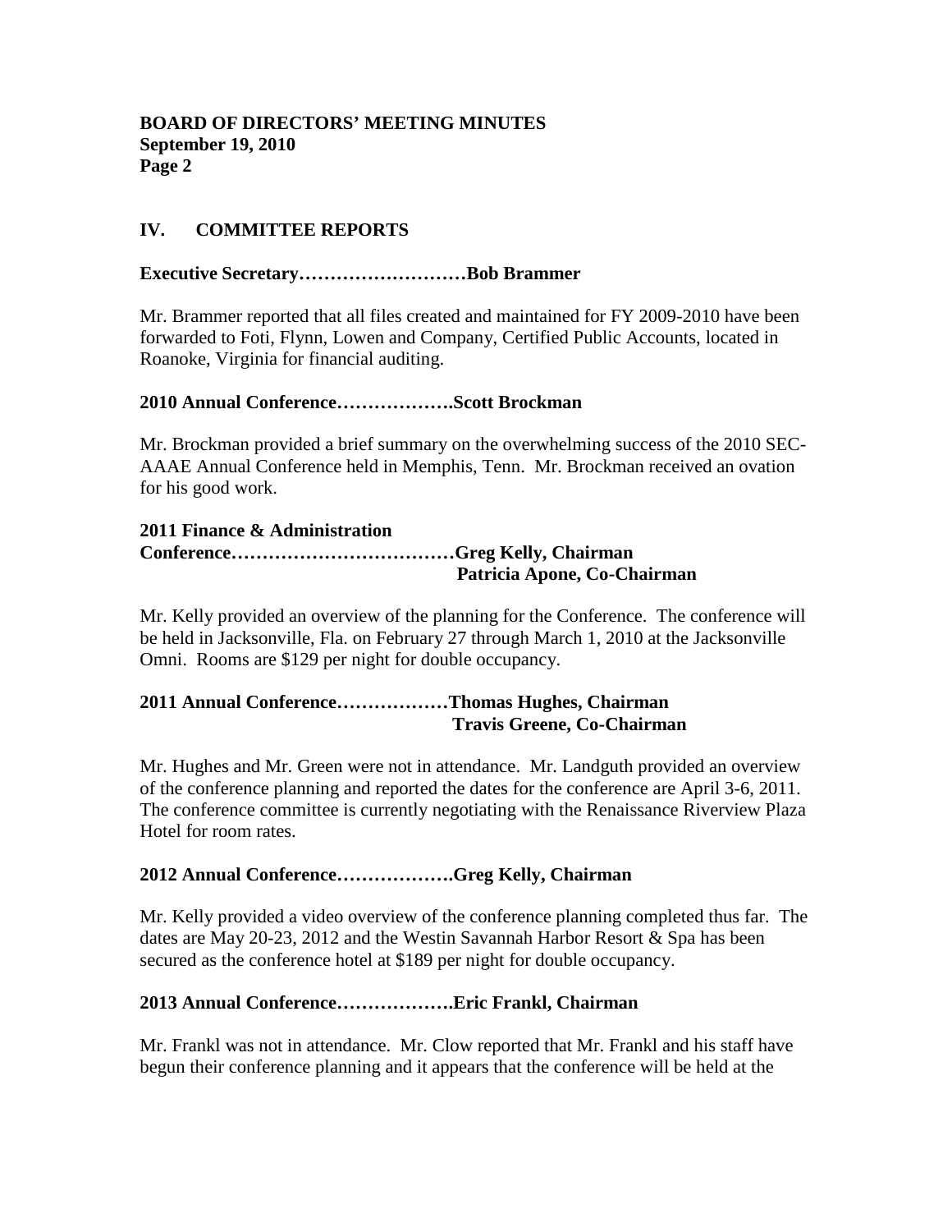## IV. COMMITTEE REPORTS

**Executive Secretary………………………Bob Brammer**

Mr. Brammer reported that all files created and maintained for FY 2009-2010 have been forwarded to Foti, Flynn, Lowen and Company, Certified Public Accounts, located in Roanoke, Virginia for financial auditing.

**2010 Annual Conference……………….Scott Brockman**

Mr. Brockman provided a brief summary on the overwhelming success of the 2010 SEC-AAAE Annual Conference held in Memphis, Tenn. Mr. Brockman received an ovation for his good work.

**2011 Finance & Administration Conference………………………………Greg Kelly, Chairman**
**Patricia Apone, Co-Chairman**

Mr. Kelly provided an overview of the planning for the Conference. The conference will be held in Jacksonville, Fla. on February 27 through March 1, 2010 at the Jacksonville Omni. Rooms are $129 per night for double occupancy.

**2011 Annual Conference………………Thomas Hughes, Chairman**
**Travis Greene, Co-Chairman**

Mr. Hughes and Mr. Green were not in attendance. Mr. Landguth provided an overview of the conference planning and reported the dates for the conference are April 3-6, 2011. The conference committee is currently negotiating with the Renaissance Riverview Plaza Hotel for room rates.

**2012 Annual Conference……………….Greg Kelly, Chairman**

Mr. Kelly provided a video overview of the conference planning completed thus far. The dates are May 20-23, 2012 and the Westin Savannah Harbor Resort & Spa has been secured as the conference hotel at $189 per night for double occupancy.

**2013 Annual Conference……………….Eric Frankl, Chairman**

Mr. Frankl was not in attendance. Mr. Clow reported that Mr. Frankl and his staff have begun their conference planning and it appears that the conference will be held at the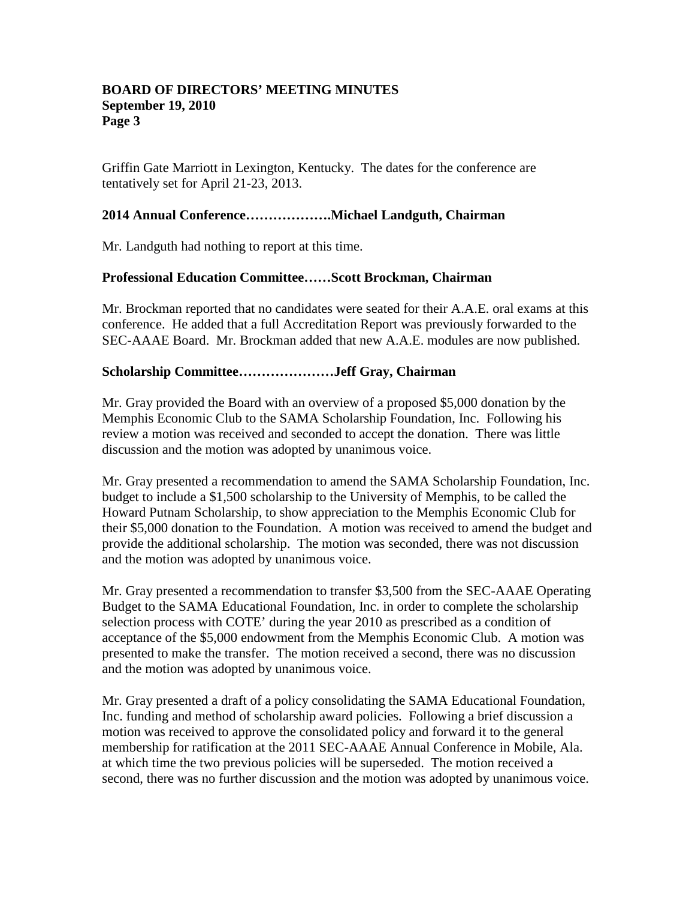Griffin Gate Marriott in Lexington, Kentucky. The dates for the conference are tentatively set for April 21-23, 2013.

**2014 Annual Conference……………….Michael Landguth, Chairman**

Mr. Landguth had nothing to report at this time.

**Professional Education Committee……Scott Brockman, Chairman**

Mr. Brockman reported that no candidates were seated for their A.A.E. oral exams at this conference. He added that a full Accreditation Report was previously forwarded to the SEC-AAAE Board. Mr. Brockman added that new A.A.E. modules are now published.

**Scholarship Committee…………………Jeff Gray, Chairman**

Mr. Gray provided the Board with an overview of a proposed $5,000 donation by the Memphis Economic Club to the SAMA Scholarship Foundation, Inc. Following his review a motion was received and seconded to accept the donation. There was little discussion and the motion was adopted by unanimous voice.

Mr. Gray presented a recommendation to amend the SAMA Scholarship Foundation, Inc. budget to include a $1,500 scholarship to the University of Memphis, to be called the Howard Putnam Scholarship, to show appreciation to the Memphis Economic Club for their $5,000 donation to the Foundation. A motion was received to amend the budget and provide the additional scholarship. The motion was seconded, there was not discussion and the motion was adopted by unanimous voice.

Mr. Gray presented a recommendation to transfer $3,500 from the SEC-AAAE Operating Budget to the SAMA Educational Foundation, Inc. in order to complete the scholarship selection process with COTE' during the year 2010 as prescribed as a condition of acceptance of the $5,000 endowment from the Memphis Economic Club. A motion was presented to make the transfer. The motion received a second, there was no discussion and the motion was adopted by unanimous voice.

Mr. Gray presented a draft of a policy consolidating the SAMA Educational Foundation, Inc. funding and method of scholarship award policies. Following a brief discussion a motion was received to approve the consolidated policy and forward it to the general membership for ratification at the 2011 SEC-AAAE Annual Conference in Mobile, Ala. at which time the two previous policies will be superseded. The motion received a second, there was no further discussion and the motion was adopted by unanimous voice.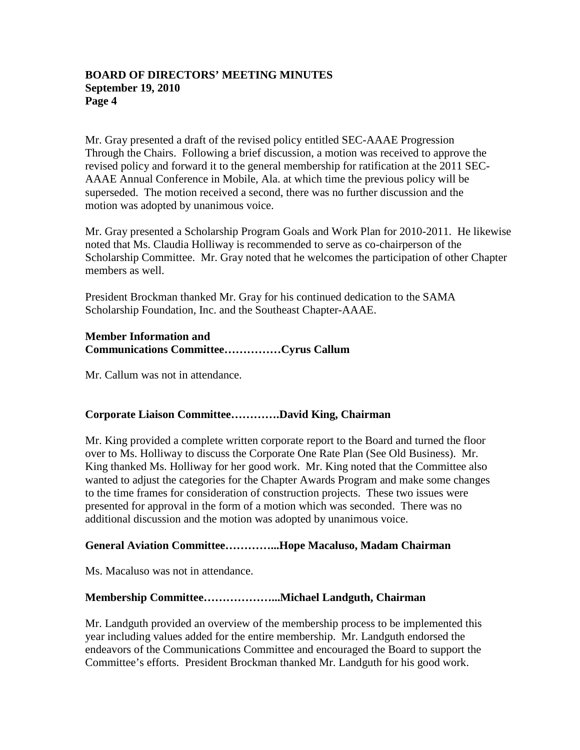Mr. Gray presented a draft of the revised policy entitled SEC-AAAE Progression Through the Chairs. Following a brief discussion, a motion was received to approve the revised policy and forward it to the general membership for ratification at the 2011 SEC-AAAE Annual Conference in Mobile, Ala. at which time the previous policy will be superseded. The motion received a second, there was no further discussion and the motion was adopted by unanimous voice.

Mr. Gray presented a Scholarship Program Goals and Work Plan for 2010-2011. He likewise noted that Ms. Claudia Holliway is recommended to serve as co-chairperson of the Scholarship Committee. Mr. Gray noted that he welcomes the participation of other Chapter members as well.

President Brockman thanked Mr. Gray for his continued dedication to the SAMA Scholarship Foundation, Inc. and the Southeast Chapter-AAAE.

**Member Information and Communications Committee……………Cyrus Callum**

Mr. Callum was not in attendance.

**Corporate Liaison Committee………….David King, Chairman**

Mr. King provided a complete written corporate report to the Board and turned the floor over to Ms. Holliway to discuss the Corporate One Rate Plan (See Old Business). Mr. King thanked Ms. Holliway for her good work. Mr. King noted that the Committee also wanted to adjust the categories for the Chapter Awards Program and make some changes to the time frames for consideration of construction projects. These two issues were presented for approval in the form of a motion which was seconded. There was no additional discussion and the motion was adopted by unanimous voice.

**General Aviation Committee…………...Hope Macaluso, Madam Chairman**

Ms. Macaluso was not in attendance.

**Membership Committee………………...Michael Landguth, Chairman**

Mr. Landguth provided an overview of the membership process to be implemented this year including values added for the entire membership. Mr. Landguth endorsed the endeavors of the Communications Committee and encouraged the Board to support the Committee's efforts. President Brockman thanked Mr. Landguth for his good work.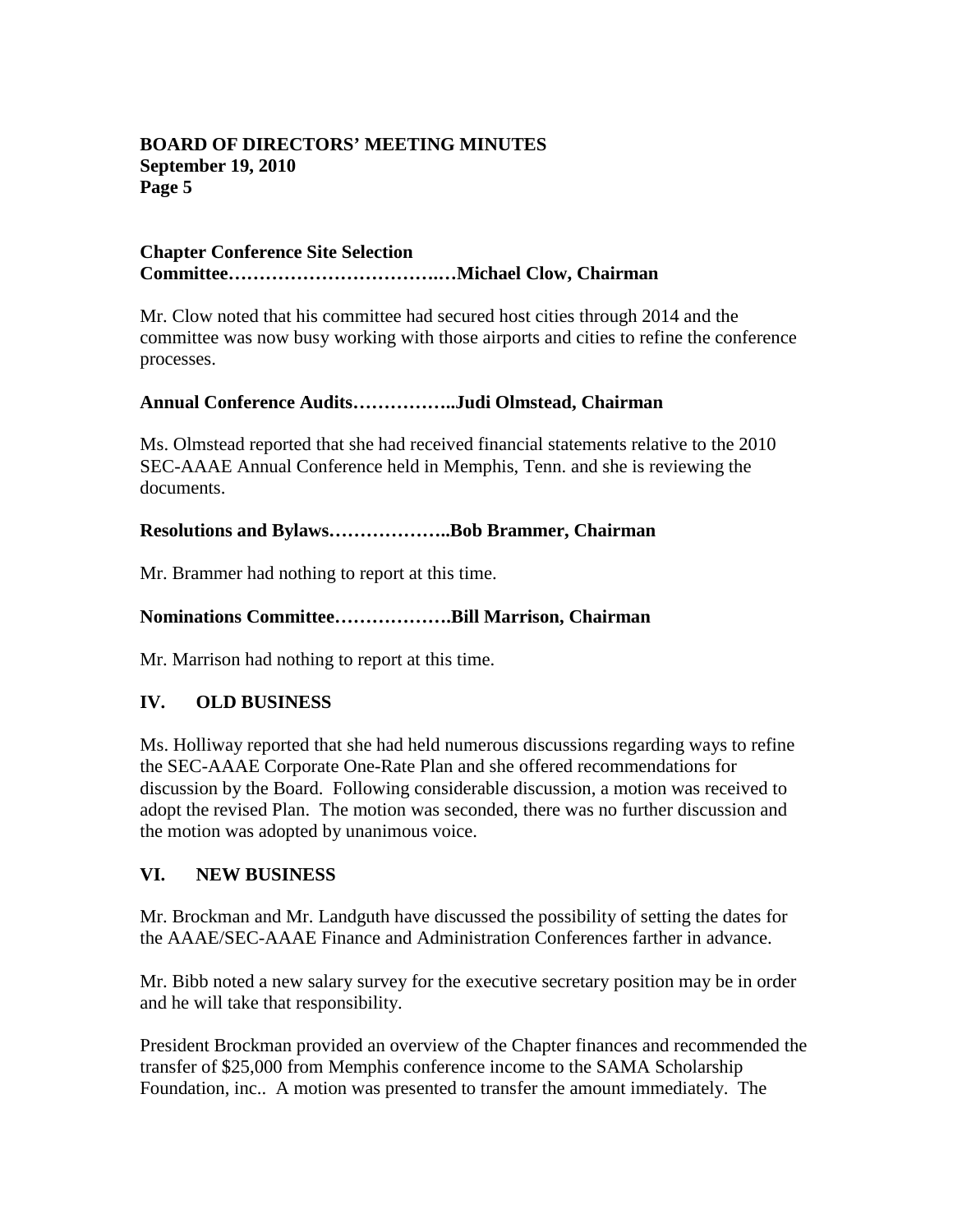**Chapter Conference Site Selection Committee…………………………….…Michael Clow, Chairman**

Mr. Clow noted that his committee had secured host cities through 2014 and the committee was now busy working with those airports and cities to refine the conference processes.

**Annual Conference Audits……………..Judi Olmstead, Chairman**

Ms. Olmstead reported that she had received financial statements relative to the 2010 SEC-AAAE Annual Conference held in Memphis, Tenn. and she is reviewing the documents.

**Resolutions and Bylaws………………..Bob Brammer, Chairman**

Mr. Brammer had nothing to report at this time.

**Nominations Committee……………….Bill Marrison, Chairman**

Mr. Marrison had nothing to report at this time.

## IV. OLD BUSINESS

Ms. Holliway reported that she had held numerous discussions regarding ways to refine the SEC-AAAE Corporate One-Rate Plan and she offered recommendations for discussion by the Board. Following considerable discussion, a motion was received to adopt the revised Plan. The motion was seconded, there was no further discussion and the motion was adopted by unanimous voice.

## VI. NEW BUSINESS

Mr. Brockman and Mr. Landguth have discussed the possibility of setting the dates for the AAAE/SEC-AAAE Finance and Administration Conferences farther in advance.

Mr. Bibb noted a new salary survey for the executive secretary position may be in order and he will take that responsibility.

President Brockman provided an overview of the Chapter finances and recommended the transfer of $25,000 from Memphis conference income to the SAMA Scholarship Foundation, inc.. A motion was presented to transfer the amount immediately. The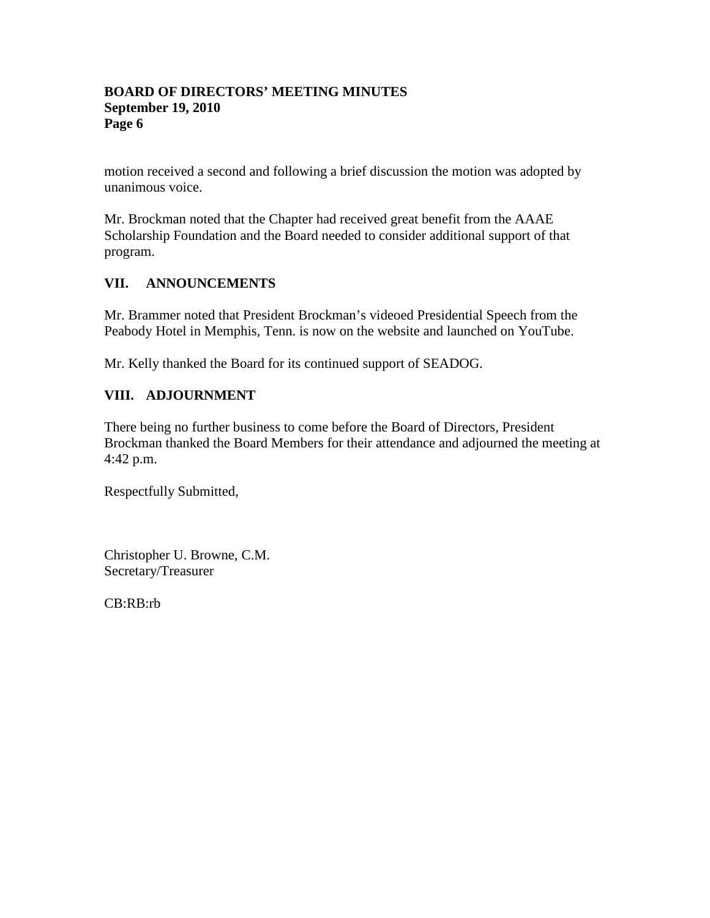motion received a second and following a brief discussion the motion was adopted by unanimous voice.

Mr. Brockman noted that the Chapter had received great benefit from the AAAE Scholarship Foundation and the Board needed to consider additional support of that program.

## VII. ANNOUNCEMENTS

Mr. Brammer noted that President Brockman's videoed Presidential Speech from the Peabody Hotel in Memphis, Tenn. is now on the website and launched on YouTube.

Mr. Kelly thanked the Board for its continued support of SEADOG.

## VIII. ADJOURNMENT

There being no further business to come before the Board of Directors, President Brockman thanked the Board Members for their attendance and adjourned the meeting at 4:42 p.m.

Respectfully Submitted,

Christopher U. Browne, C.M.
Secretary/Treasurer

CB:RB:rb